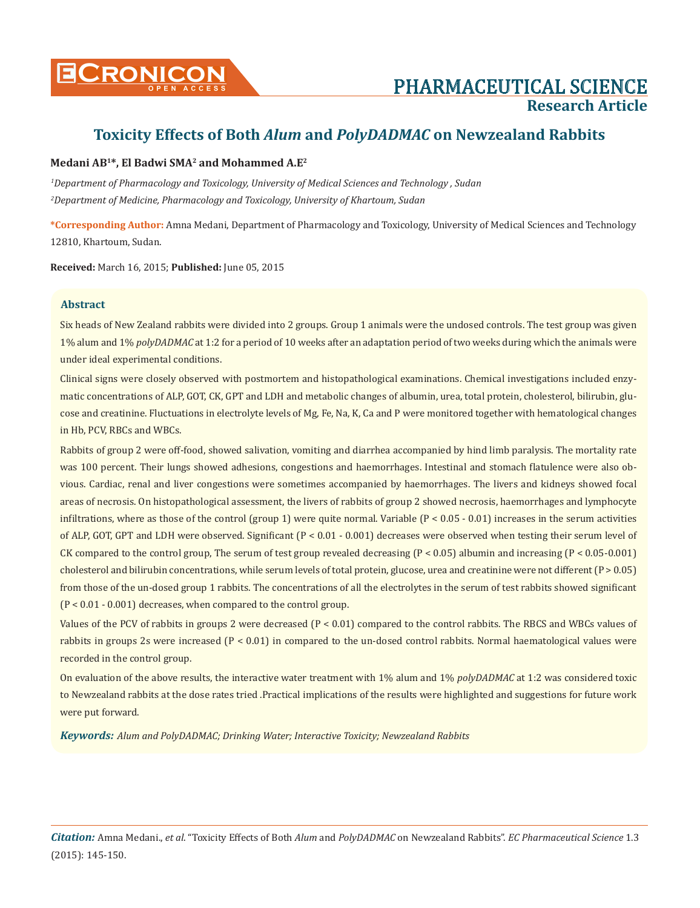# Toxicity Effects of Both *Alum* and *PolyDADMAC* on Newzealand Rabbits

**Medani AB[1]\*, El Badwi SMA[2] and Mohammed A.E[2]**

*[1]Department of Pharmacology and Toxicology, University of Medical Sciences and Technology , Sudan*

*[2]Department of Medicine, Pharmacology and Toxicology, University of Khartoum, Sudan*

**\*Corresponding Author:** Amna Medani, Department of Pharmacology and Toxicology, University of Medical Sciences and Technology 12810, Khartoum, Sudan.

**Received:** March 16, 2015; **Published:** June 05, 2015

## Abstract

Six heads of New Zealand rabbits were divided into 2 groups. Group 1 animals were the undosed controls. The test group was given 1% alum and 1% *polyDADMAC* at 1:2 for a period of 10 weeks after an adaptation period of two weeks during which the animals were under ideal experimental conditions.

Clinical signs were closely observed with postmortem and histopathological examinations. Chemical investigations included enzymatic concentrations of ALP, GOT, CK, GPT and LDH and metabolic changes of albumin, urea, total protein, cholesterol, bilirubin, glucose and creatinine. Fluctuations in electrolyte levels of Mg, Fe, Na, K, Ca and P were monitored together with hematological changes in Hb, PCV, RBCs and WBCs.

Rabbits of group 2 were off-food, showed salivation, vomiting and diarrhea accompanied by hind limb paralysis. The mortality rate was 100 percent. Their lungs showed adhesions, congestions and haemorrhages. Intestinal and stomach flatulence were also obvious. Cardiac, renal and liver congestions were sometimes accompanied by haemorrhages. The livers and kidneys showed focal areas of necrosis. On histopathological assessment, the livers of rabbits of group 2 showed necrosis, haemorrhages and lymphocyte infiltrations, where as those of the control (group 1) were quite normal. Variable ($P < 0.05 - 0.01$) increases in the serum activities of ALP, GOT, GPT and LDH were observed. Significant ($P < 0.01 - 0.001$) decreases were observed when testing their serum level of CK compared to the control group, The serum of test group revealed decreasing ($P < 0.05$) albumin and increasing ($P < 0.05-0.001$) cholesterol and bilirubin concentrations, while serum levels of total protein, glucose, urea and creatinine were not different ($P > 0.05$) from those of the un-dosed group 1 rabbits. The concentrations of all the electrolytes in the serum of test rabbits showed significant ($P < 0.01 - 0.001$) decreases, when compared to the control group.

Values of the PCV of rabbits in groups 2 were decreased ($P < 0.01$) compared to the control rabbits. The RBCS and WBCs values of rabbits in groups 2s were increased ($P < 0.01$) in compared to the un-dosed control rabbits. Normal haematological values were recorded in the control group.

On evaluation of the above results, the interactive water treatment with 1% alum and 1% *polyDADMAC* at 1:2 was considered toxic to Newzealand rabbits at the dose rates tried .Practical implications of the results were highlighted and suggestions for future work were put forward.

***Keywords:*** *Alum and PolyDADMAC; Drinking Water; Interactive Toxicity; Newzealand Rabbits*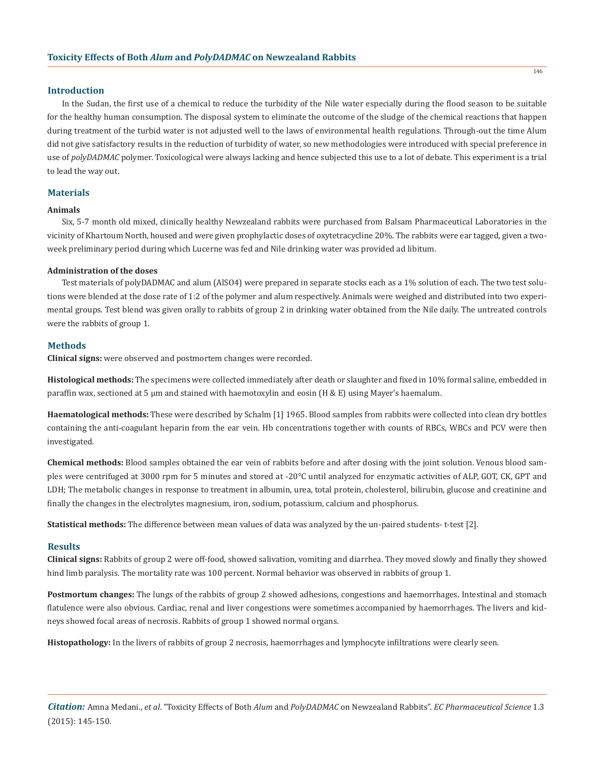## Introduction

In the Sudan, the first use of a chemical to reduce the turbidity of the Nile water especially during the flood season to be suitable for the healthy human consumption. The disposal system to eliminate the outcome of the sludge of the chemical reactions that happen during treatment of the turbid water is not adjusted well to the laws of environmental health regulations. Through-out the time Alum did not give satisfactory results in the reduction of turbidity of water, so new methodologies were introduced with special preference in use of *polyDADMAC* polymer. Toxicological were always lacking and hence subjected this use to a lot of debate. This experiment is a trial to lead the way out.

## Materials

### Animals

Six, 5-7 month old mixed, clinically healthy Newzealand rabbits were purchased from Balsam Pharmaceutical Laboratories in the vicinity of Khartoum North, housed and were given prophylactic doses of oxytetracycline 20%. The rabbits were ear tagged, given a two-week preliminary period during which Lucerne was fed and Nile drinking water was provided ad libitum.

### Administration of the doses

Test materials of polyDADMAC and alum (AlSO4) were prepared in separate stocks each as a 1% solution of each. The two test solutions were blended at the dose rate of 1:2 of the polymer and alum respectively. Animals were weighed and distributed into two experimental groups. Test blend was given orally to rabbits of group 2 in drinking water obtained from the Nile daily. The untreated controls were the rabbits of group 1.

## Methods

**Clinical signs:** were observed and postmortem changes were recorded.

**Histological methods:** The specimens were collected immediately after death or slaughter and fixed in 10% formal saline, embedded in paraffin wax, sectioned at 5 µm and stained with haemotoxylin and eosin (H & E) using Mayer's haemalum.

**Haematological methods:** These were described by Schalm [1] 1965. Blood samples from rabbits were collected into clean dry bottles containing the anti-coagulant heparin from the ear vein. Hb concentrations together with counts of RBCs, WBCs and PCV were then investigated.

**Chemical methods:** Blood samples obtained the ear vein of rabbits before and after dosing with the joint solution. Venous blood samples were centrifuged at 3000 rpm for 5 minutes and stored at -20°C until analyzed for enzymatic activities of ALP, GOT, CK, GPT and LDH; The metabolic changes in response to treatment in albumin, urea, total protein, cholesterol, bilirubin, glucose and creatinine and finally the changes in the electrolytes magnesium, iron, sodium, potassium, calcium and phosphorus.

**Statistical methods:** The difference between mean values of data was analyzed by the un-paired students- t-test [2].

## Results

**Clinical signs:** Rabbits of group 2 were off-food, showed salivation, vomiting and diarrhea. They moved slowly and finally they showed hind limb paralysis. The mortality rate was 100 percent. Normal behavior was observed in rabbits of group 1.

**Postmortum changes:** The lungs of the rabbits of group 2 showed adhesions, congestions and haemorrhages. Intestinal and stomach flatulence were also obvious. Cardiac, renal and liver congestions were sometimes accompanied by haemorrhages. The livers and kidneys showed focal areas of necrosis. Rabbits of group 1 showed normal organs.

**Histopathology:** In the livers of rabbits of group 2 necrosis, haemorrhages and lymphocyte infiltrations were clearly seen.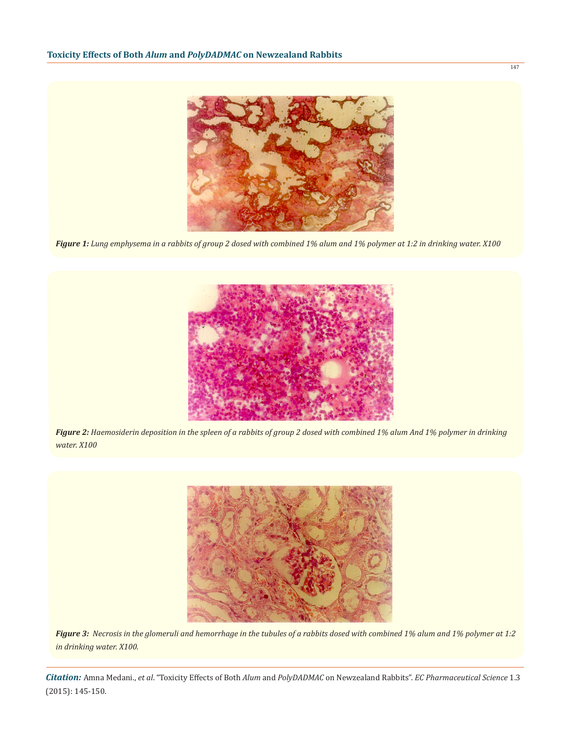*Figure 1: Lung emphysema in a rabbits of group 2 dosed with combined 1% alum and 1% polymer at 1:2 in drinking water. X100*

*Figure 2: Haemosiderin deposition in the spleen of a rabbits of group 2 dosed with combined 1% alum And 1% polymer in drinking water. X100*

*Figure 3: Necrosis in the glomeruli and hemorrhage in the tubules of a rabbits dosed with combined 1% alum and 1% polymer at 1:2 in drinking water. X100.*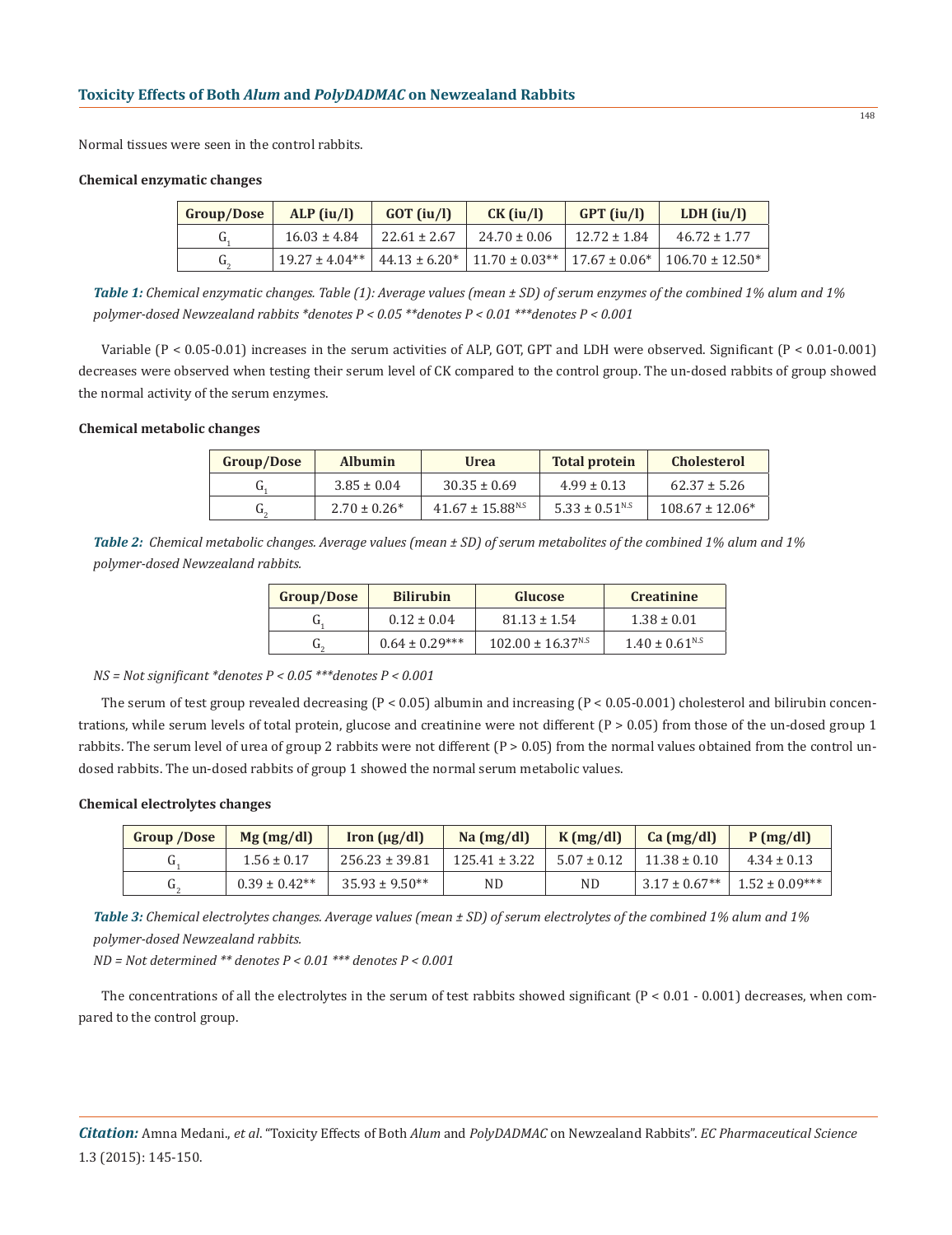Normal tissues were seen in the control rabbits.

#### Chemical enzymatic changes

| Group/Dose | ALP (iu/l) | GOT (iu/l) | CK (iu/l) | GPT (iu/l) | LDH (iu/l) |
|---|---|---|---|---|---|
| $G_1$ | 16.03 ± 4.84 | 22.61 ± 2.67 | 24.70 ± 0.06 | 12.72 ± 1.84 | 46.72 ± 1.77 |
| $G_2$ | 19.27 ± 4.04** | 44.13 ± 6.20* | 11.70 ± 0.03** | 17.67 ± 0.06* | 106.70 ± 12.50* |

***Table 1:*** *Chemical enzymatic changes. Table (1): Average values (mean ± SD) of serum enzymes of the combined 1% alum and 1% polymer-dosed Newzealand rabbits *denotes P < 0.05 **denotes P < 0.01 ***denotes P < 0.001*

Variable (P < 0.05-0.01) increases in the serum activities of ALP, GOT, GPT and LDH were observed. Significant (P < 0.01-0.001) decreases were observed when testing their serum level of CK compared to the control group. The un-dosed rabbits of group showed the normal activity of the serum enzymes.

#### Chemical metabolic changes

| Group/Dose | Albumin | Urea | Total protein | Cholesterol |
|---|---|---|---|---|
| $G_1$ | 3.85 ± 0.04 | 30.35 ± 0.69 | 4.99 ± 0.13 | 62.37 ± 5.26 |
| $G_2$ | 2.70 ± 0.26* | 41.67 ± 15.88$^{N.S}$ | 5.33 ± 0.51$^{N.S}$ | 108.67 ± 12.06* |

***Table 2:*** *Chemical metabolic changes. Average values (mean ± SD) of serum metabolites of the combined 1% alum and 1% polymer-dosed Newzealand rabbits.*

| Group/Dose | Bilirubin | Glucose | Creatinine |
|---|---|---|---|
| $G_1$ | 0.12 ± 0.04 | 81.13 ± 1.54 | 1.38 ± 0.01 |
| $G_2$ | 0.64 ± 0.29*** | 102.00 ± 16.37$^{N.S}$ | 1.40 ± 0.61$^{N.S}$ |

*NS = Not significant *denotes P < 0.05 ***denotes P < 0.001*

The serum of test group revealed decreasing (P < 0.05) albumin and increasing (P < 0.05-0.001) cholesterol and bilirubin concentrations, while serum levels of total protein, glucose and creatinine were not different (P > 0.05) from those of the un-dosed group 1 rabbits. The serum level of urea of group 2 rabbits were not different (P > 0.05) from the normal values obtained from the control un-dosed rabbits. The un-dosed rabbits of group 1 showed the normal serum metabolic values.

#### Chemical electrolytes changes

| Group /Dose | Mg (mg/dl) | Iron (µg/dl) | Na (mg/dl) | K (mg/dl) | Ca (mg/dl) | P (mg/dl) |
|---|---|---|---|---|---|---|
| $G_1$ | 1.56 ± 0.17 | 256.23 ± 39.81 | 125.41 ± 3.22 | 5.07 ± 0.12 | 11.38 ± 0.10 | 4.34 ± 0.13 |
| $G_2$ | 0.39 ± 0.42** | 35.93 ± 9.50** | ND | ND | 3.17 ± 0.67** | 1.52 ± 0.09*** |

***Table 3:*** *Chemical electrolytes changes. Average values (mean ± SD) of serum electrolytes of the combined 1% alum and 1% polymer-dosed Newzealand rabbits.*

*ND = Not determined ** denotes P < 0.01 *** denotes P < 0.001*

The concentrations of all the electrolytes in the serum of test rabbits showed significant (P < 0.01 - 0.001) decreases, when compared to the control group.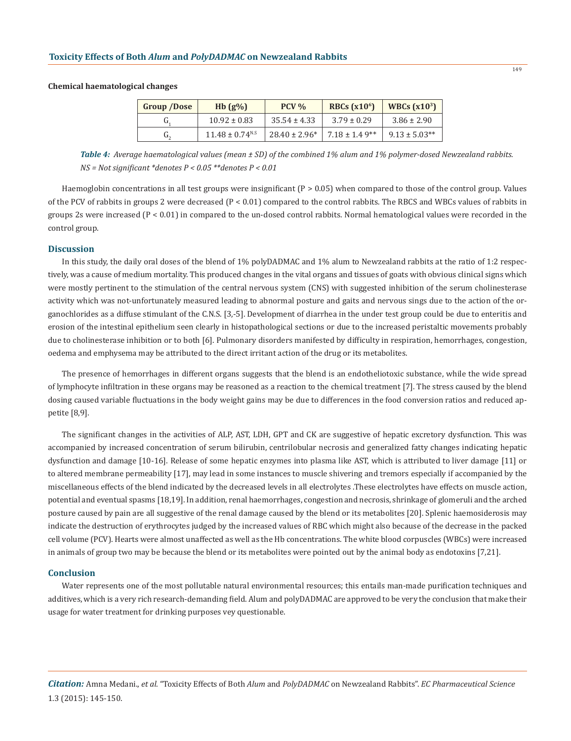**Chemical haematological changes**

| Group /Dose | Hb (g%) | PCV % | RBCs ($x10^6$) | WBCs ($x10^3$) |
|---|---|---|---|---|
| $G_1$ | 10.92 ± 0.83 | 35.54 ± 4.33 | 3.79 ± 0.29 | 3.86 ± 2.90 |
| $G_2$ | 11.48 ± 0.74$^{N.S}$ | 28.40 ± 2.96* | 7.18 ± 1.4 9** | 9.13 ± 5.03** |

*Table 4: Average haematological values (mean ± SD) of the combined 1% alum and 1% polymer-dosed Newzealand rabbits. NS = Not significant *denotes P < 0.05 **denotes P < 0.01*

Haemoglobin concentrations in all test groups were insignificant ($P > 0.05$) when compared to those of the control group. Values of the PCV of rabbits in groups 2 were decreased ($P < 0.01$) compared to the control rabbits. The RBCS and WBCs values of rabbits in groups 2s were increased ($P < 0.01$) in compared to the un-dosed control rabbits. Normal hematological values were recorded in the control group.

## Discussion

In this study, the daily oral doses of the blend of 1% polyDADMAC and 1% alum to Newzealand rabbits at the ratio of 1:2 respectively, was a cause of medium mortality. This produced changes in the vital organs and tissues of goats with obvious clinical signs which were mostly pertinent to the stimulation of the central nervous system (CNS) with suggested inhibition of the serum cholinesterase activity which was not-unfortunately measured leading to abnormal posture and gaits and nervous sings due to the action of the organochlorides as a diffuse stimulant of the C.N.S. [3,-5]. Development of diarrhea in the under test group could be due to enteritis and erosion of the intestinal epithelium seen clearly in histopathological sections or due to the increased peristaltic movements probably due to cholinesterase inhibition or to both [6]. Pulmonary disorders manifested by difficulty in respiration, hemorrhages, congestion, oedema and emphysema may be attributed to the direct irritant action of the drug or its metabolites.

The presence of hemorrhages in different organs suggests that the blend is an endotheliotoxic substance, while the wide spread of lymphocyte infiltration in these organs may be reasoned as a reaction to the chemical treatment [7]. The stress caused by the blend dosing caused variable fluctuations in the body weight gains may be due to differences in the food conversion ratios and reduced appetite [8,9].

The significant changes in the activities of ALP, AST, LDH, GPT and CK are suggestive of hepatic excretory dysfunction. This was accompanied by increased concentration of serum bilirubin, centrilobular necrosis and generalized fatty changes indicating hepatic dysfunction and damage [10-16]. Release of some hepatic enzymes into plasma like AST, which is attributed to liver damage [11] or to altered membrane permeability [17], may lead in some instances to muscle shivering and tremors especially if accompanied by the miscellaneous effects of the blend indicated by the decreased levels in all electrolytes .These electrolytes have effects on muscle action, potential and eventual spasms [18,19]. In addition, renal haemorrhages, congestion and necrosis, shrinkage of glomeruli and the arched posture caused by pain are all suggestive of the renal damage caused by the blend or its metabolites [20]. Splenic haemosiderosis may indicate the destruction of erythrocytes judged by the increased values of RBC which might also because of the decrease in the packed cell volume (PCV). Hearts were almost unaffected as well as the Hb concentrations. The white blood corpuscles (WBCs) were increased in animals of group two may be because the blend or its metabolites were pointed out by the animal body as endotoxins [7,21].

## Conclusion

Water represents one of the most pollutable natural environmental resources; this entails man-made purification techniques and additives, which is a very rich research-demanding field. Alum and polyDADMAC are approved to be very the conclusion that make their usage for water treatment for drinking purposes vey questionable.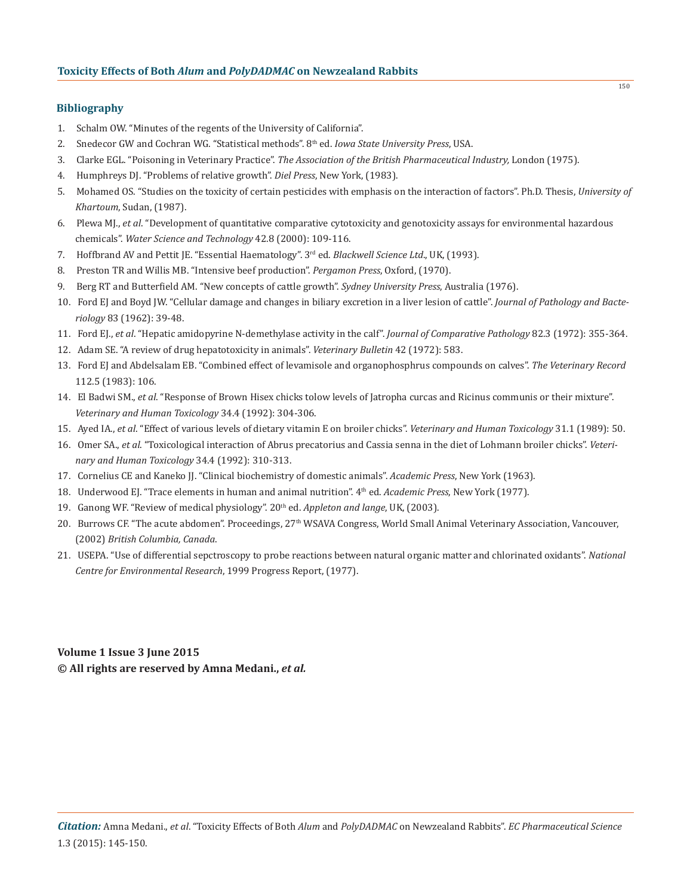## Bibliography

1. Schalm OW. "Minutes of the regents of the University of California".
2. Snedecor GW and Cochran WG. "Statistical methods". 8th ed. *Iowa State University Press*, USA.
3. Clarke EGL. "Poisoning in Veterinary Practice". *The Association of the British Pharmaceutical Industry*, London (1975).
4. Humphreys DJ. "Problems of relative growth". *Diel Press*, New York, (1983).
5. Mohamed OS. "Studies on the toxicity of certain pesticides with emphasis on the interaction of factors". Ph.D. Thesis, *University of Khartoum*, Sudan, (1987).
6. Plewa MJ., *et al*. "Development of quantitative comparative cytotoxicity and genotoxicity assays for environmental hazardous chemicals". *Water Science and Technology* 42.8 (2000): 109-116.
7. Hoffbrand AV and Pettit JE. "Essential Haematology". 3rd ed. *Blackwell Science Ltd*., UK, (1993).
8. Preston TR and Willis MB. "Intensive beef production". *Pergamon Press*, Oxford, (1970).
9. Berg RT and Butterfield AM. "New concepts of cattle growth". *Sydney University Press*, Australia (1976).
10. Ford EJ and Boyd JW. "Cellular damage and changes in biliary excretion in a liver lesion of cattle". *Journal of Pathology and Bacteriology* 83 (1962): 39-48.
11. Ford EJ., *et al*. "Hepatic amidopyrine N-demethylase activity in the calf". *Journal of Comparative Pathology* 82.3 (1972): 355-364.
12. Adam SE. "A review of drug hepatotoxicity in animals". *Veterinary Bulletin* 42 (1972): 583.
13. Ford EJ and Abdelsalam EB. "Combined effect of levamisole and organophosphrus compounds on calves". *The Veterinary Record* 112.5 (1983): 106.
14. El Badwi SM., *et al*. "Response of Brown Hisex chicks tolow levels of Jatropha curcas and Ricinus communis or their mixture". *Veterinary and Human Toxicology* 34.4 (1992): 304-306.
15. Ayed IA., *et al*. "Effect of various levels of dietary vitamin E on broiler chicks". *Veterinary and Human Toxicology* 31.1 (1989): 50.
16. Omer SA., *et al*. "Toxicological interaction of Abrus precatorius and Cassia senna in the diet of Lohmann broiler chicks". *Veterinary and Human Toxicology* 34.4 (1992): 310-313.
17. Cornelius CE and Kaneko JJ. "Clinical biochemistry of domestic animals". *Academic Press*, New York (1963).
18. Underwood EJ. "Trace elements in human and animal nutrition". 4th ed. *Academic Press*, New York (1977).
19. Ganong WF. "Review of medical physiology". 20th ed. *Appleton and lange*, UK, (2003).
20. Burrows CF. "The acute abdomen". Proceedings, 27th WSAVA Congress, World Small Animal Veterinary Association, Vancouver, (2002) *British Columbia, Canada*.
21. USEPA. "Use of differential sepctroscopy to probe reactions between natural organic matter and chlorinated oxidants". *National Centre for Environmental Research*, 1999 Progress Report, (1977).

**Volume 1 Issue 3 June 2015**
**© All rights are reserved by Amna Medani., *et al.***